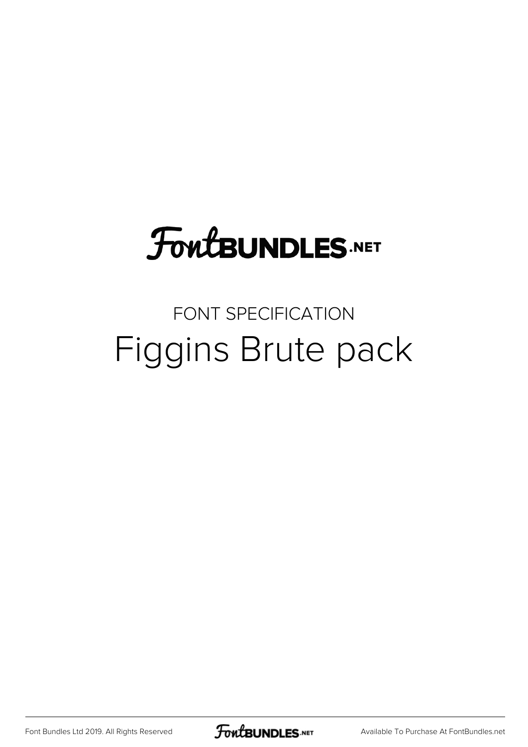FontBUNDLES.NET

FONT SPECIFICATION

# Figgins Brute pack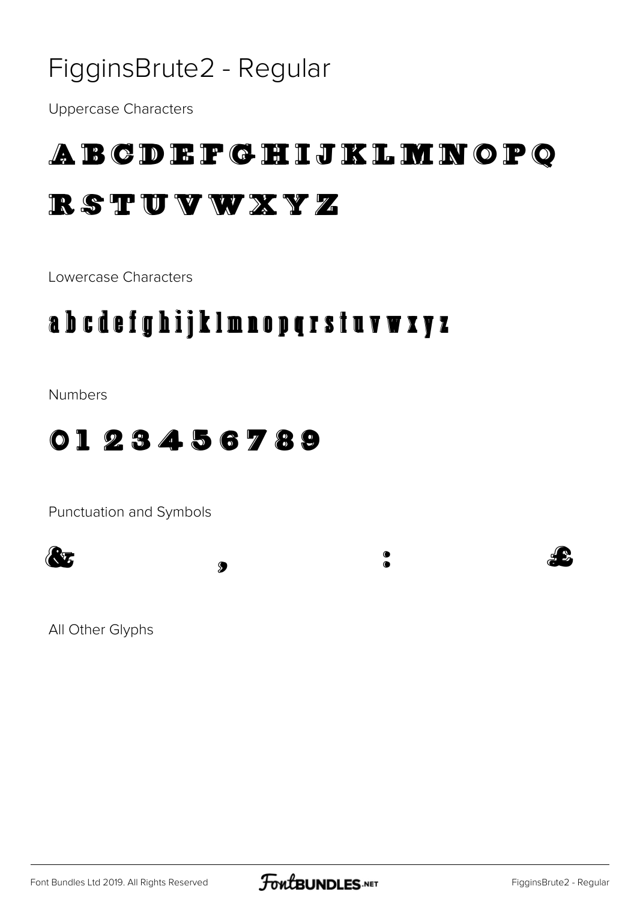# FigginsBrute2 - Regular

Uppercase Characters

A B C D E F G H I J K L M N O P Q R S T U V W X Y Z

Lowercase Characters

a b c d e f g h i j k l m n o p q r s t u v w x y z

Numbers

0 1 2 3 4 5 6 7 8 9

Punctuation and Symbols

& , : £

All Other Glyphs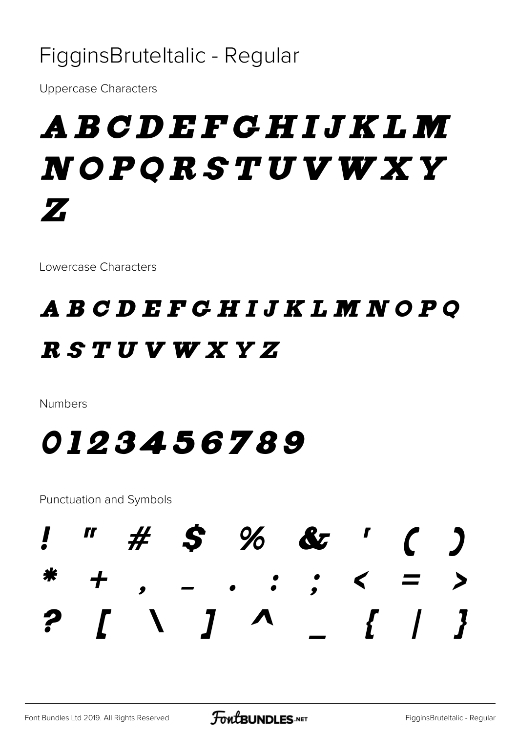# FigginsBruteItalic - Regular

Uppercase Characters

A B C D E F G H I J K L M N O P Q R S T U V W X Y Z

Lowercase Characters

A B C D E F G H I J K L M N O P Q R S T U V W X Y Z

Numbers

0 1 2 3 4 5 6 7 8 9

Punctuation and Symbols

! " # $ % & ' ( ) * + , - . : ; < = > ? [ \ ] ^ _ { | }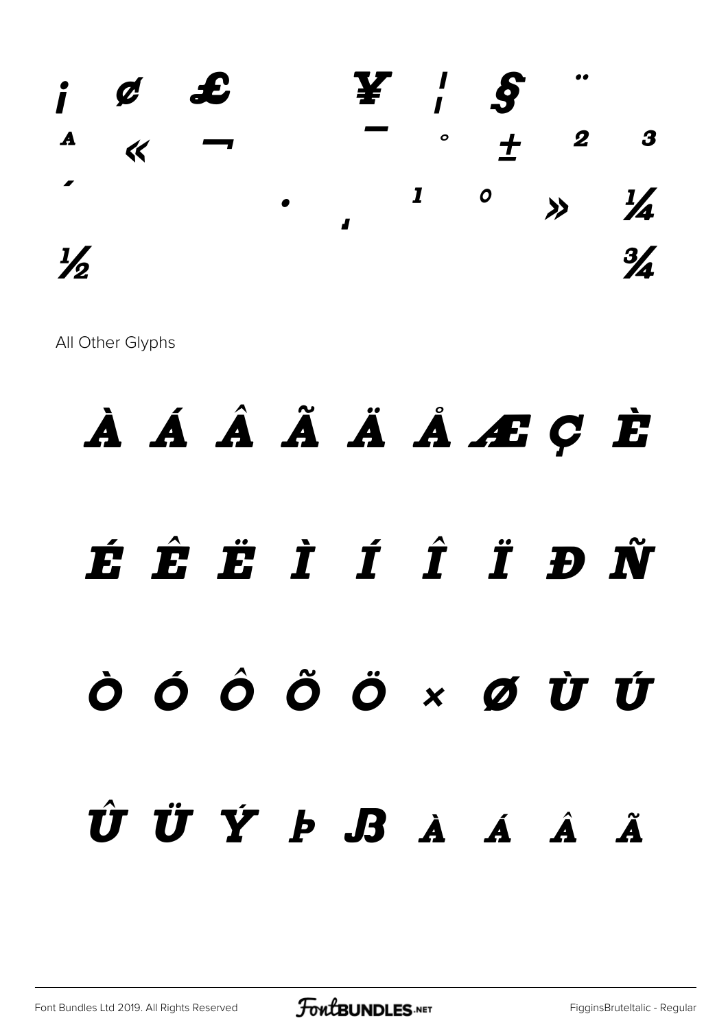¡ ¢ £ ¥ ¦ § ¨
ª « ¬ ¯ ° ± ² ³
´ · ¸ ¹ º » ¼
½ ¾

All Other Glyphs

À Á Â Ã Ä Å Æ Ç È

É Ê Ë Ì Í Î Ï Ð Ñ

Ò Ó Ô Õ Ö × Ø Ù Ú

Û Ü Ý Þ ß à á â ã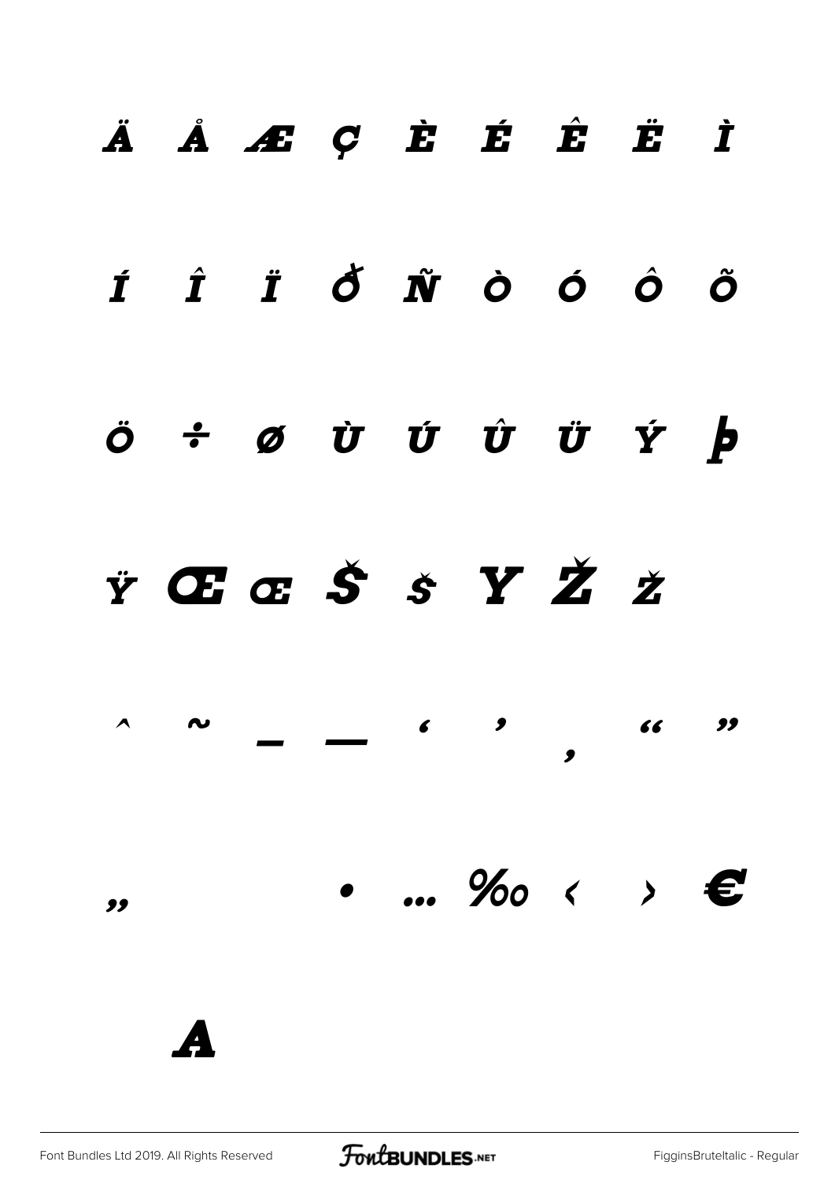Ä Å Æ Ç È É Ê Ë Ì

Í Î Ï ð Ñ Ò Ó Ô Õ

Ö ÷ ø Ù Ú Û Ü Ý þ

Ÿ Œ œ Š š Y Ž ž

ˆ ˜ – — ‘ ’ ‚ “ ”

„ • … ‰ ‹ › €

A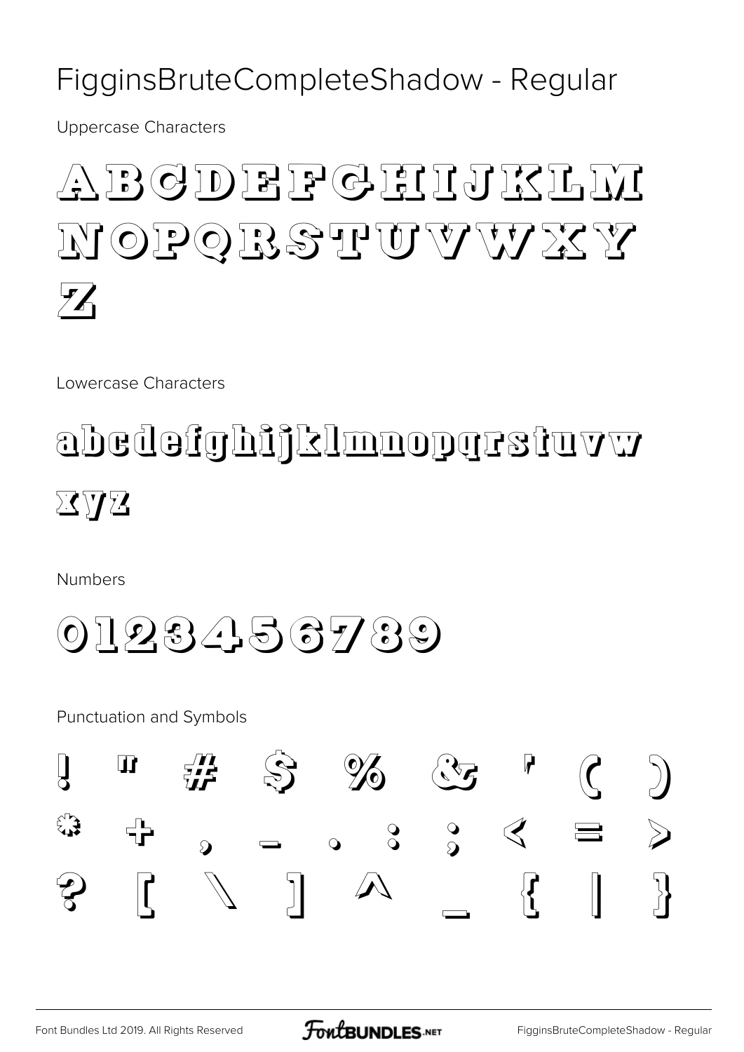# FigginsBruteCompleteShadow - Regular

Uppercase Characters

ABCDEFGHIJKLM
NOPQRSTUVWXY
Z

Lowercase Characters

abcdefghijklmnopqrstuvw
xyz

Numbers

0123456789

Punctuation and Symbols

! " # $ % & ' ( )
* + , - . : ; < = >
? [ \ ] ^ _ { | }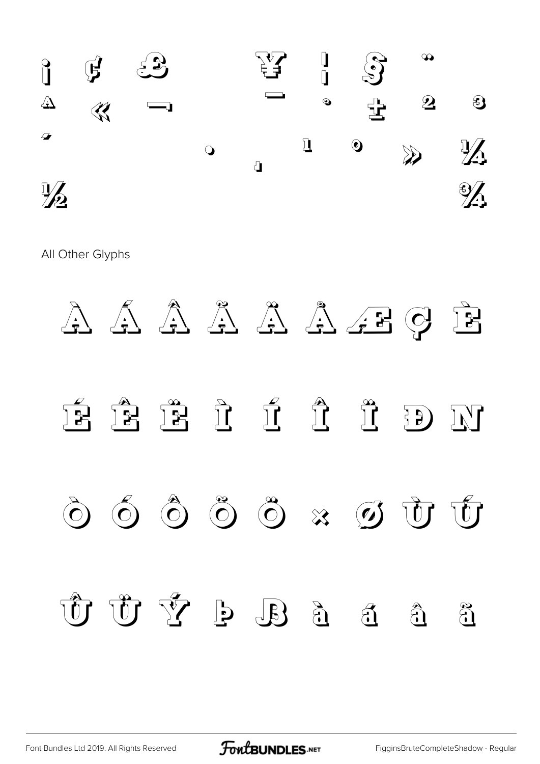¡ ¢ £ ¥ ¦ § ¨
ª « ¬ ¯ ° ± ² ³
´ · ¸ ¹ º » ¼
½ ¾

All Other Glyphs

À Á Â Ã Ä Å Æ Ç È

É Ê Ë Ì Í Î Ï Ð Ñ

Ò Ó Ô Õ Ö × Ø Ù Ú

Û Ü Ý Þ ß à á â ã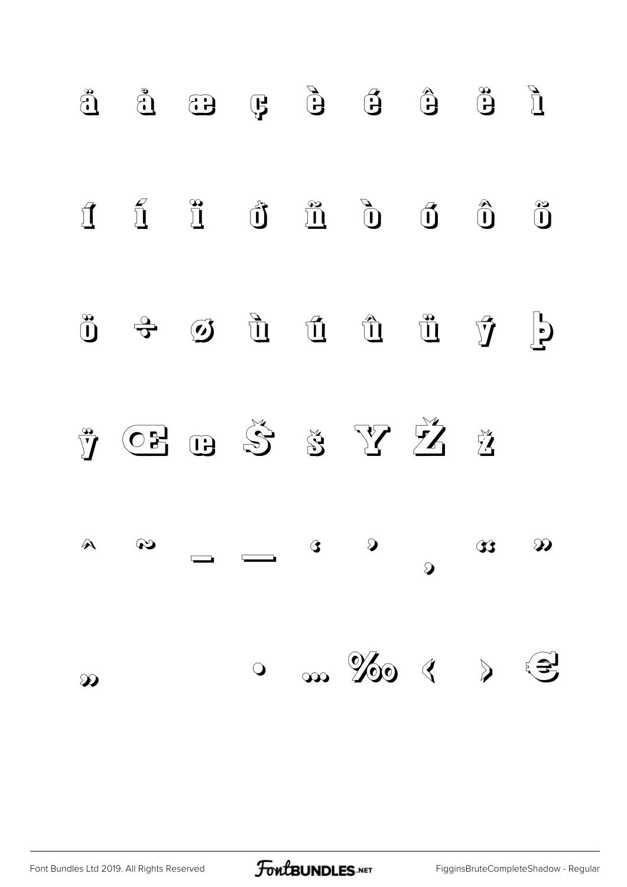ä å æ ç è é ê ë ì

í î ï ð ñ ò ó ô õ

ö ÷ ø ù ú û ü ý þ

ÿ Œ œ Š š Ÿ Ž ž

ˆ ˜ – — ‘ ’ ‚ “ ”

„ • … ‰ ‹ › €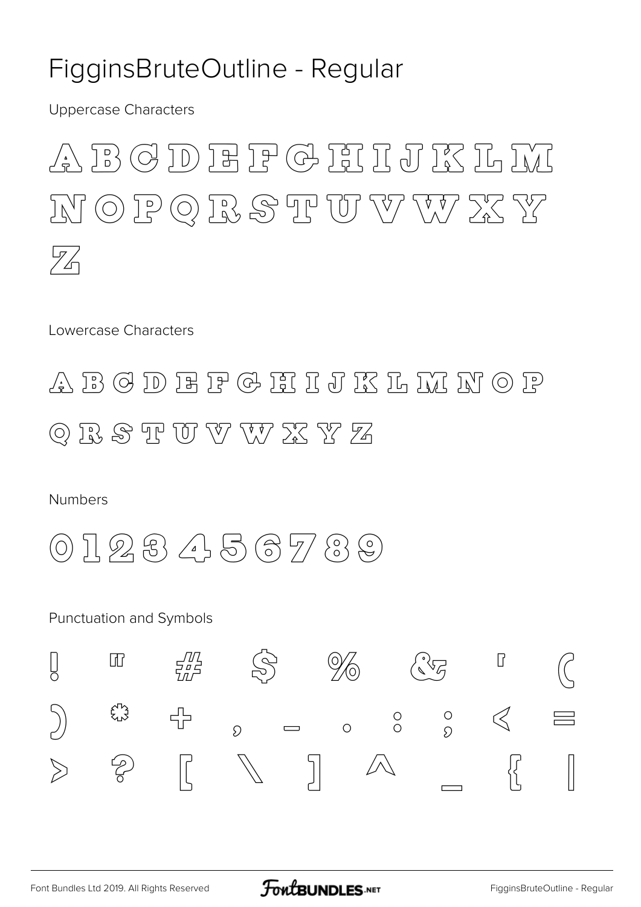# FigginsBruteOutline - Regular

Uppercase Characters

A B C D E F G H I J K L M
N O P Q R S T U V W X Y
Z

Lowercase Characters

A B C D E F G H I J K L M N O P
Q R S T U V W X Y Z

Numbers

0 1 2 3 4 5 6 7 8 9

Punctuation and Symbols

! " # $ % & ' (
) * + , - . : ; < =
> ? [ \ ] ^ _ { |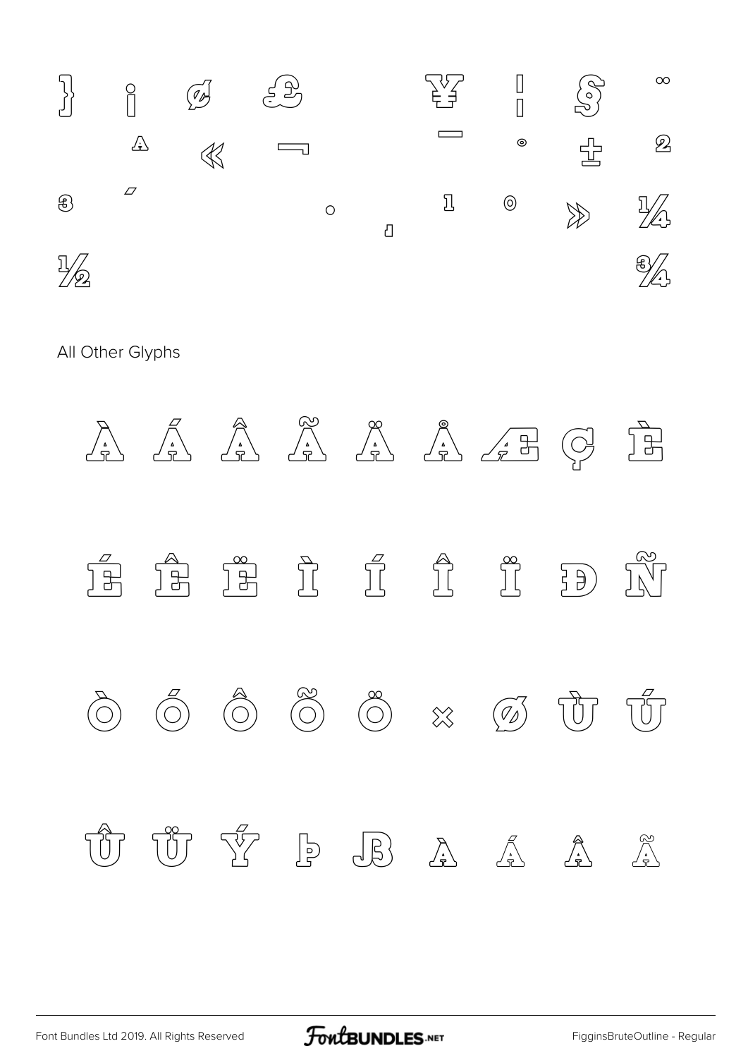} ¡ ¢ £ ¥ ¦ § ¨

ª « ¬ ­ ¯ ° ± ²

³ ´ · ¸ ¹ º » ¼

½ ¾

All Other Glyphs

À Á Â Ã Ä Å Æ Ç È

É Ê Ë Ì Í Î Ï Ð Ñ

Ò Ó Ô Õ Ö × Ø Ù Ú

Û Ü Ý Þ ß à á â ã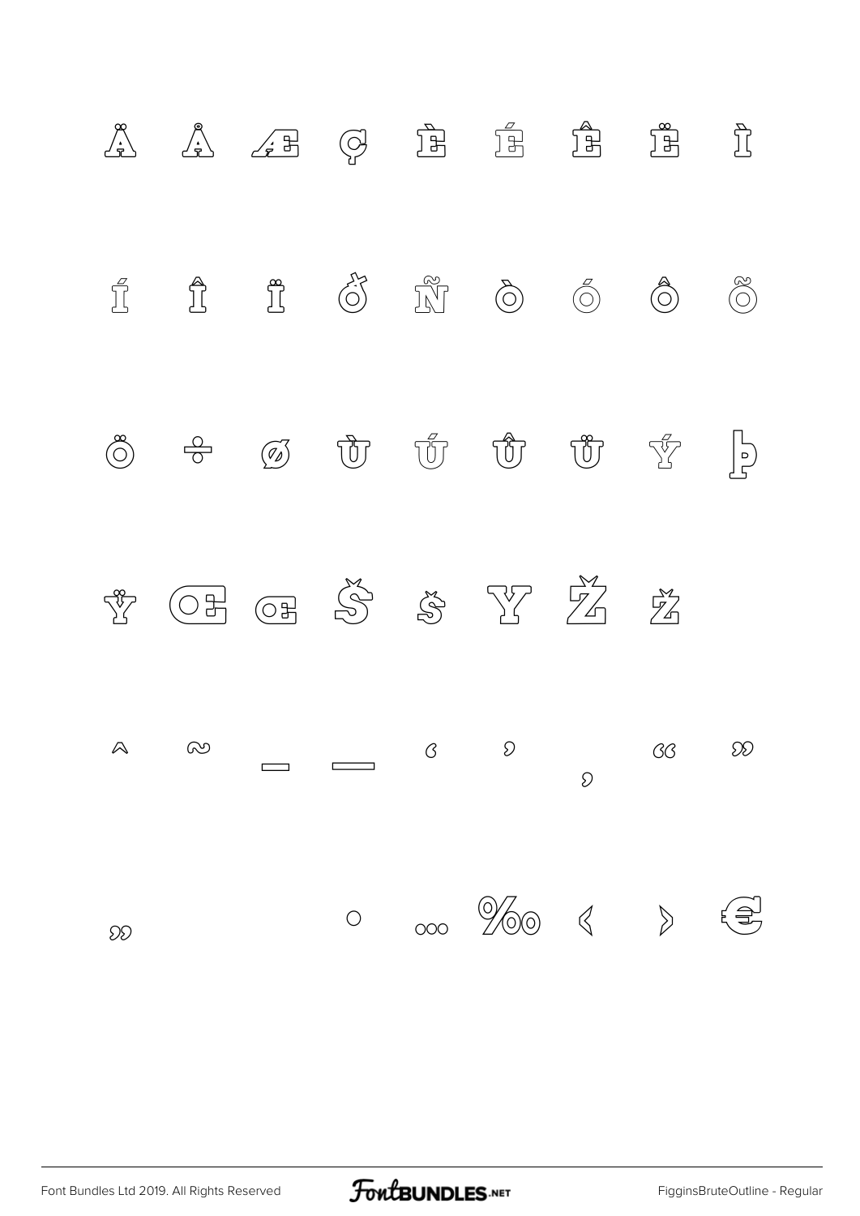Ä Å Æ Ç È É Ê Ë Ì

Í Î Ï ð Ñ Ò Ó Ô Õ

Ö ÷ ø Ù Ú Û Ü Ý Þ

Ÿ Œ œ Š š Y Ž ž

^ ~ – — ‘ ’ ‚ “ ”

„ † ‡ • … ‰ ‹ › €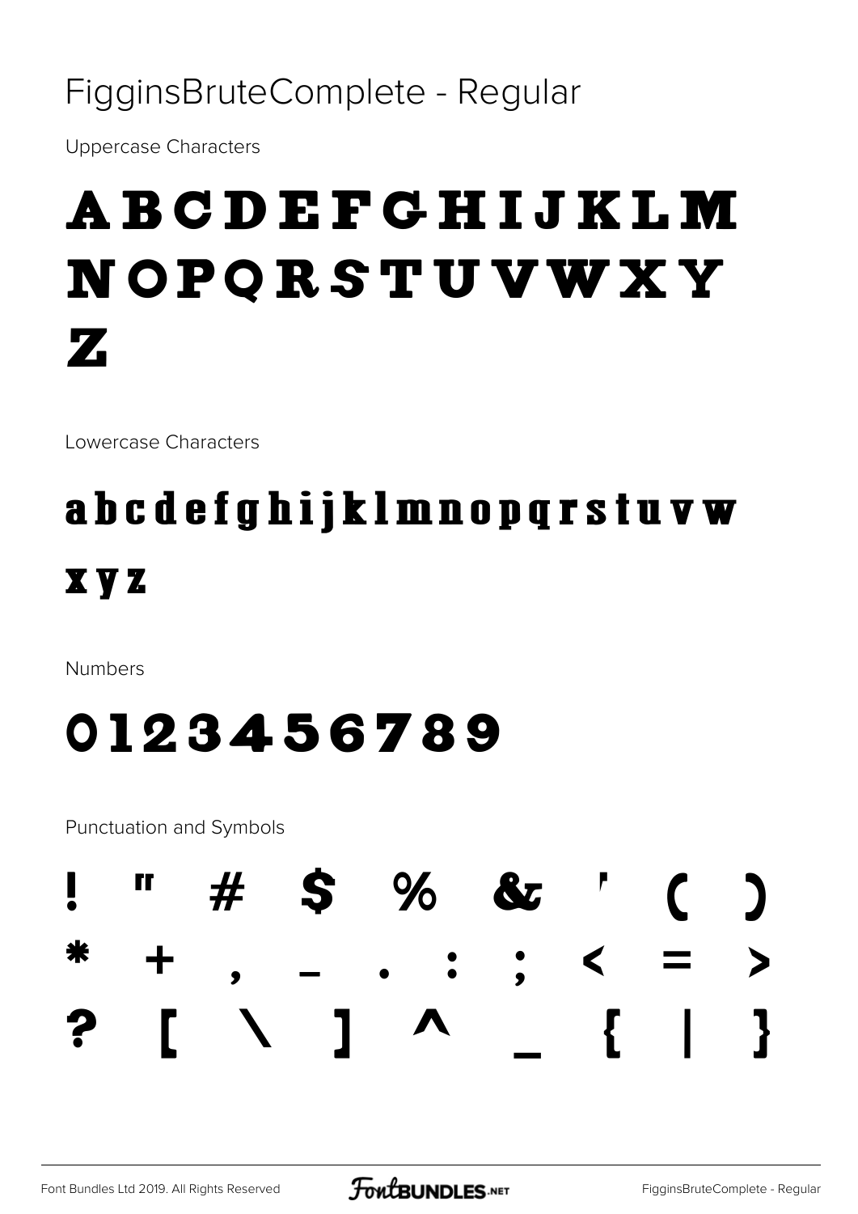# FigginsBruteComplete - Regular

Uppercase Characters

ABCDEFGHIJKLM
NOPQRSTUVWXY
Z

Lowercase Characters

abcdefghijklmnopqrstuvw
xyz

Numbers

0123456789

Punctuation and Symbols

! " # $ % & ' ( )
* + , - . : ; < = >
? [ \ ] ^ _ { | }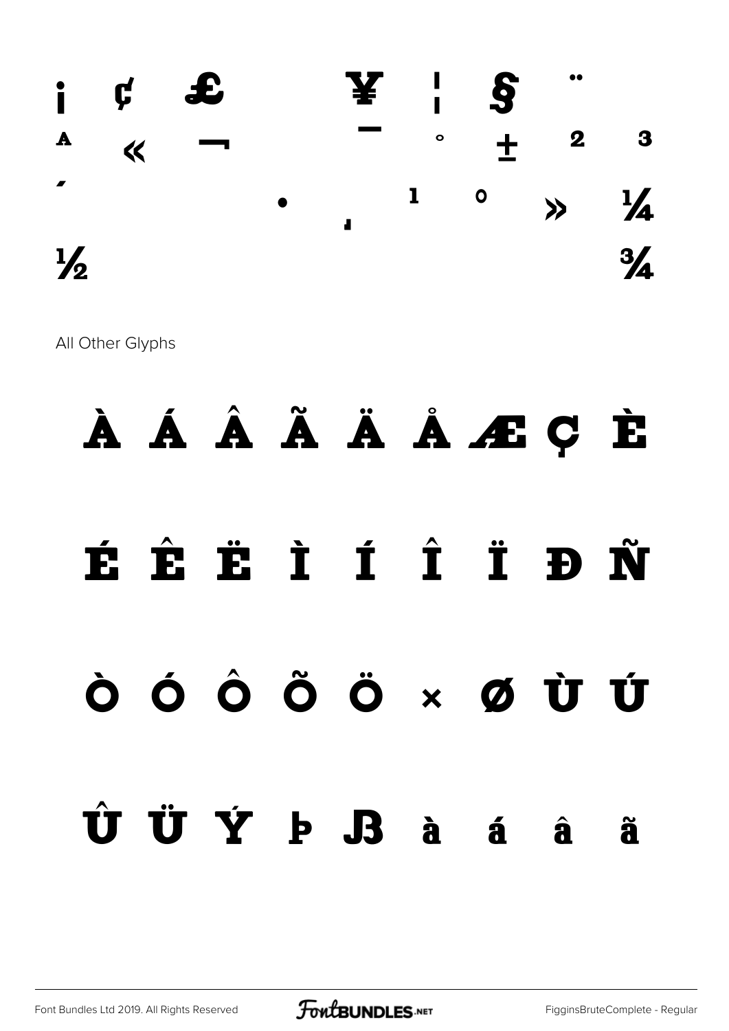¡ ¢ £ ¥ ¦ § ¨

ª « ¬ ¯ ° ± ² ³

´ • ¸ ¹ º » ¼

½ ¾

All Other Glyphs

À Á Â Ã Ä Å Æ Ç È

É Ê Ë Ì Í Î Ï Ð Ñ

Ò Ó Ô Õ Ö × Ø Ù Ú

Û Ü Ý Þ ß à á â ã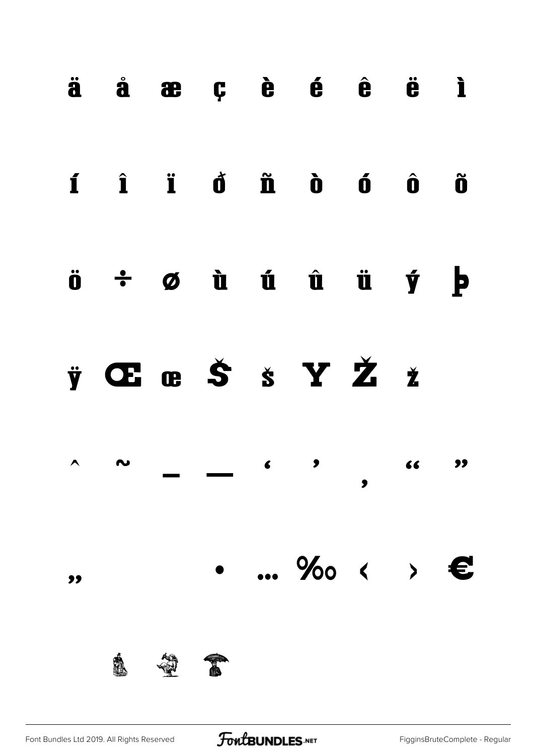ä å æ ç è é ê ë ì

í î ï ð ñ ò ó ô õ

ö ÷ ø ù ú û ü ý þ

ÿ Œ œ Š š Ÿ Ž ž

ˆ ˜ – — ‘ ’ ‚ “ ”

„ • … ‰ ‹ › €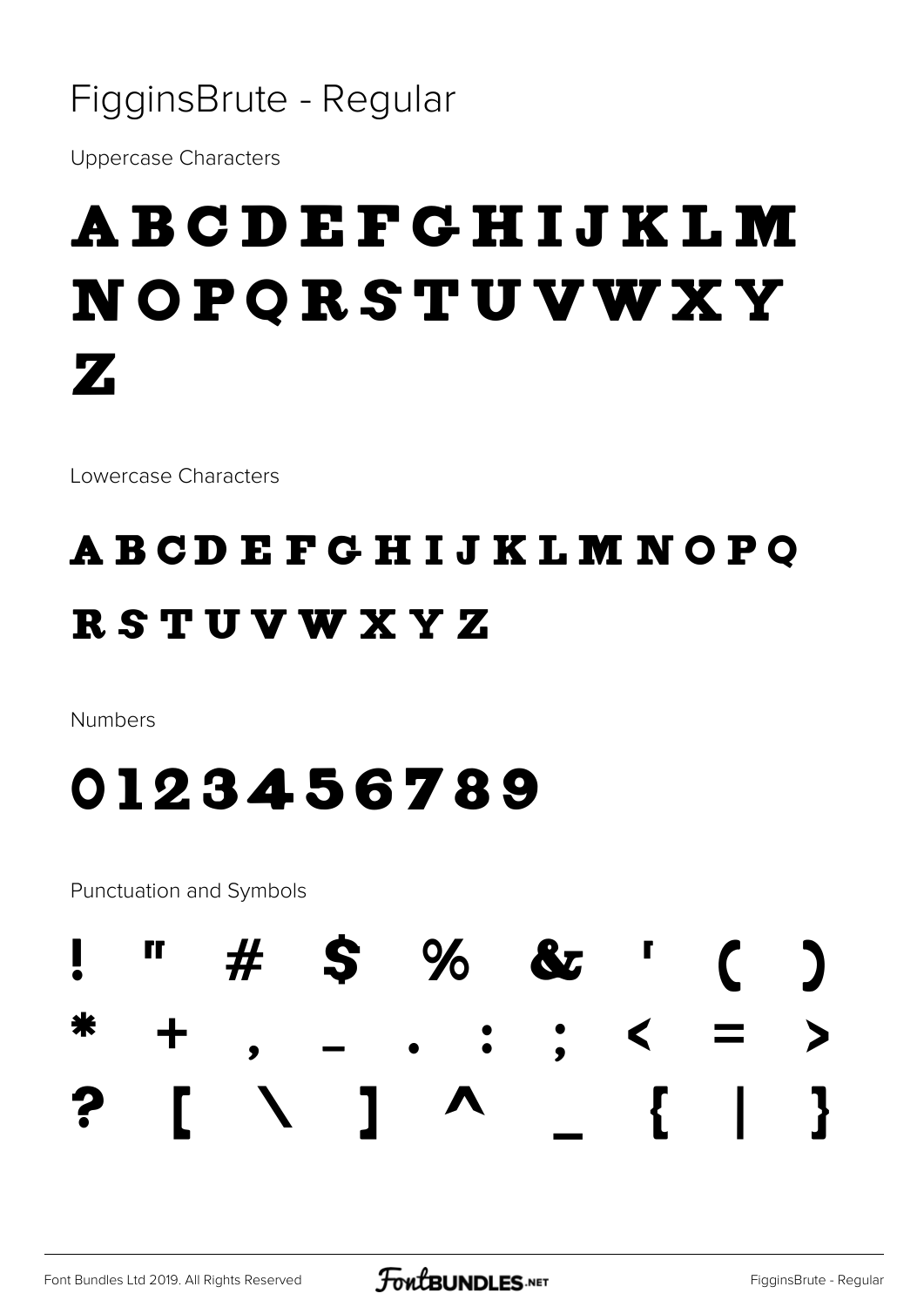# FigginsBrute - Regular

Uppercase Characters

A B C D E F G H I J K L M N O P Q R S T U V W X Y Z

Lowercase Characters

a b c d e f g h i j k l m n o p q r s t u v w x y z

Numbers

0 1 2 3 4 5 6 7 8 9

Punctuation and Symbols

! " # $ % & ' ( ) * + , - . : ; < = > ? [ \ ] ^ _ { | }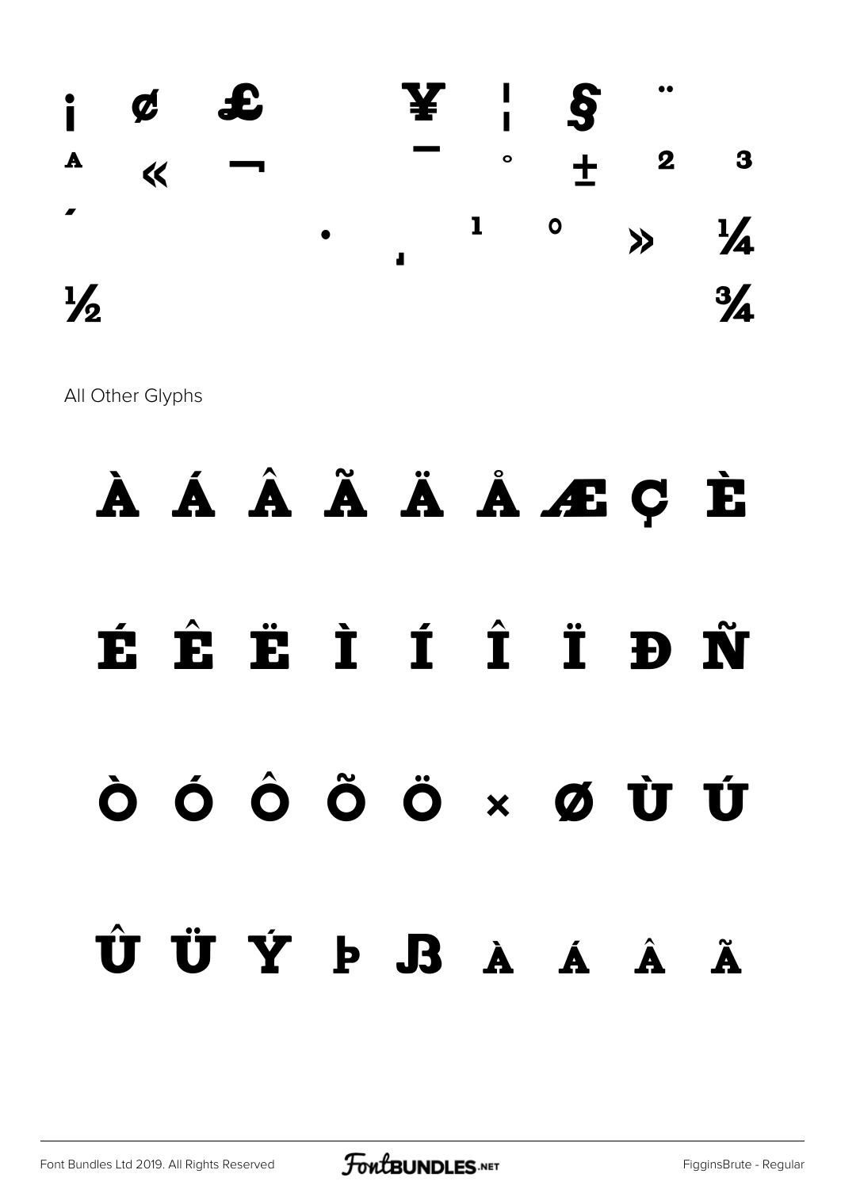¡ ¢ £ ¥ ¦ §  ̈

ª « ¬ ¯ ° ± ² ³

´ · ¸ ¹ º » ¼

½ ¾

All Other Glyphs

À Á Â Ã Ä Å Æ Ç È

É Ê Ë Ì Í Î Ï Ð Ñ

Ò Ó Ô Õ Ö × Ø Ù Ú

Û Ü Ý Þ ß à á â ã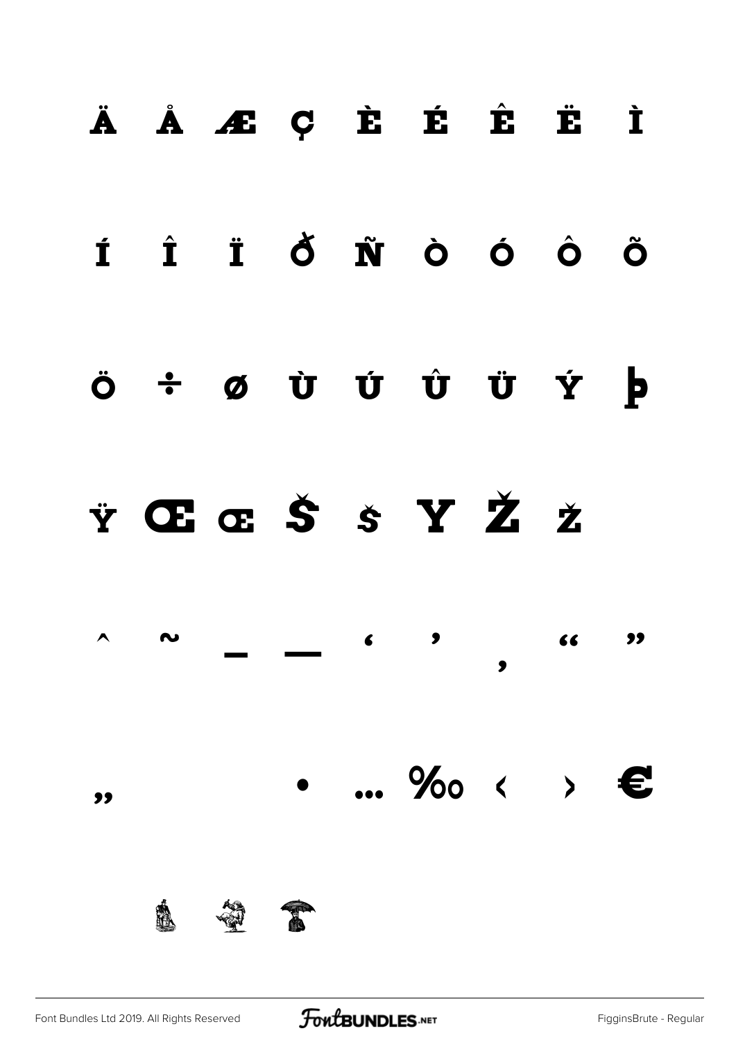Ä Å Æ Ç È É Ê Ë Ì

Í Î Ï Ð Ñ Ò Ó Ô Õ

Ö ÷ Ø Ù Ú Û Ü Ý Þ

Ÿ Œ œ Š š Y Ž ž

ˆ ˜ – — ‘ ’ ‚ “ ”

„ • … ‰ ‹ › €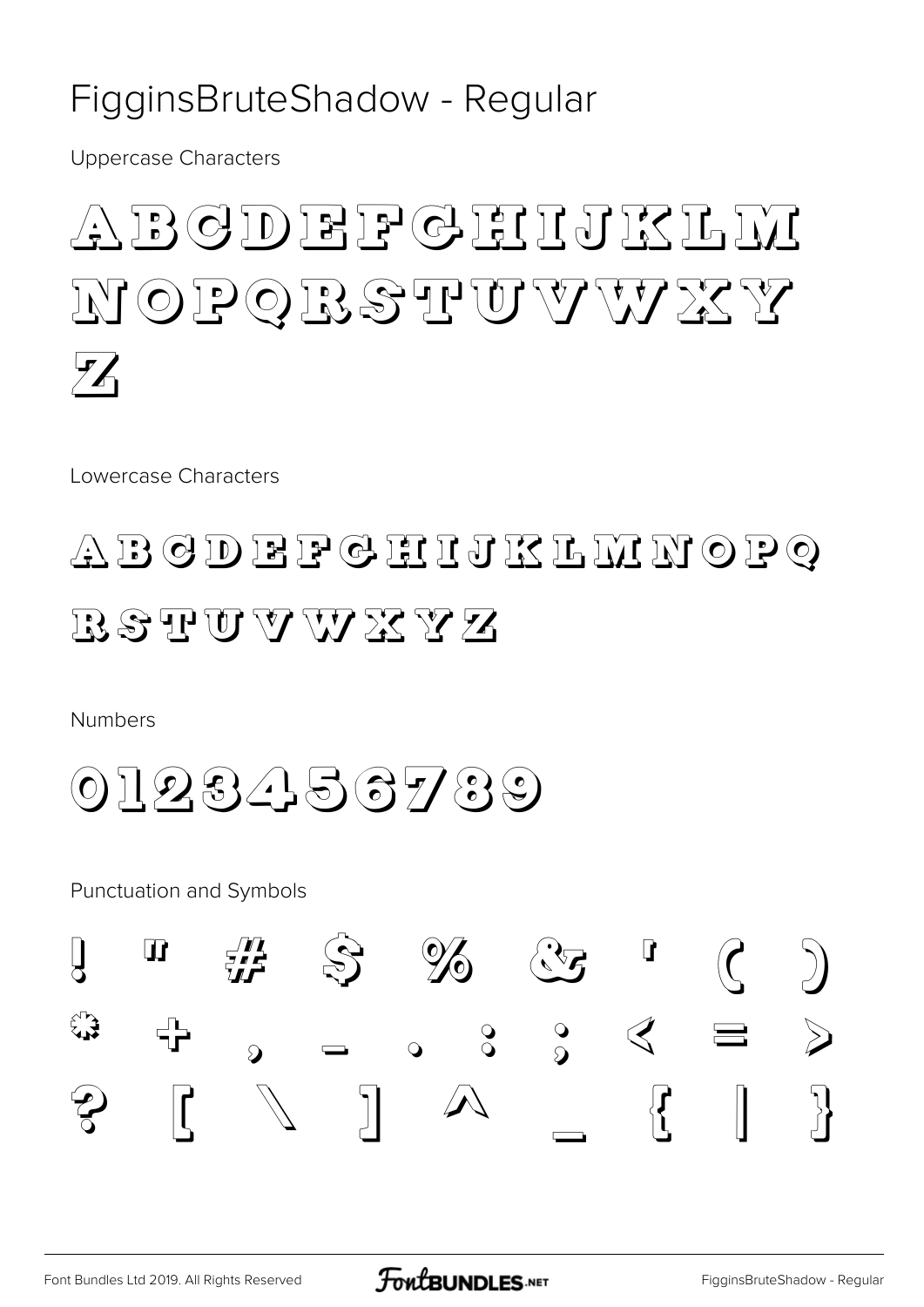# FigginsBruteShadow - Regular

Uppercase Characters

A B C D E F G H I J K L M
N O P Q R S T U V W X Y
Z

Lowercase Characters

A B C D E F G H I J K L M N O P Q
R S T U V W X Y Z

Numbers

0 1 2 3 4 5 6 7 8 9

Punctuation and Symbols

! " # $ % & ' ( )
* + , - . : ; < = >
? [ \ ] ^ _ { | }

Font Bundles Ltd 2019. All Rights Reserved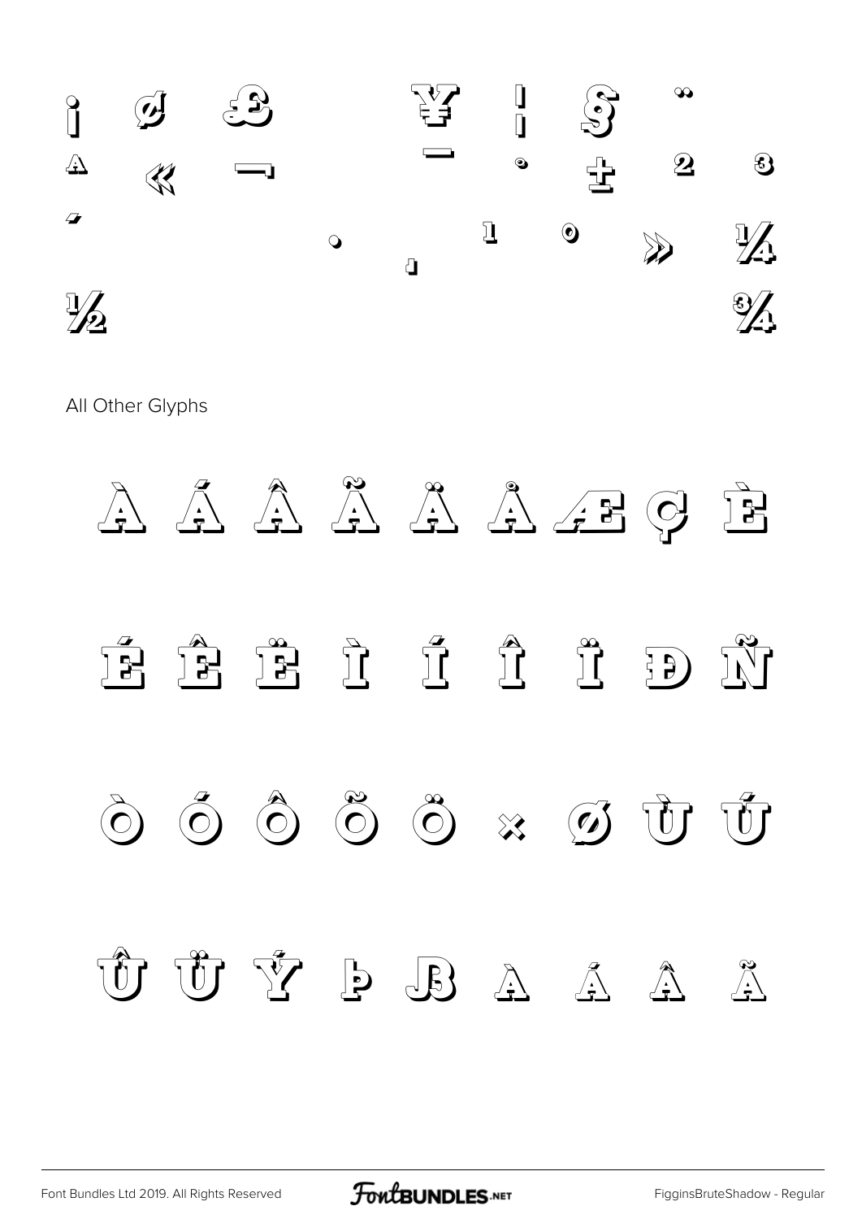¡ ¢ £ ¥ ¦ § ¨
ª « ¬ ¯ ° ± ² ³
´ · ¸ ¹ º » ¼
½ ¾

All Other Glyphs

À Á Â Ã Ä Å Æ Ç È

É Ê Ë Ì Í Î Ï Ð Ñ

Ò Ó Ô Õ Ö × Ø Ù Ú

Û Ü Ý Þ ß à á â ã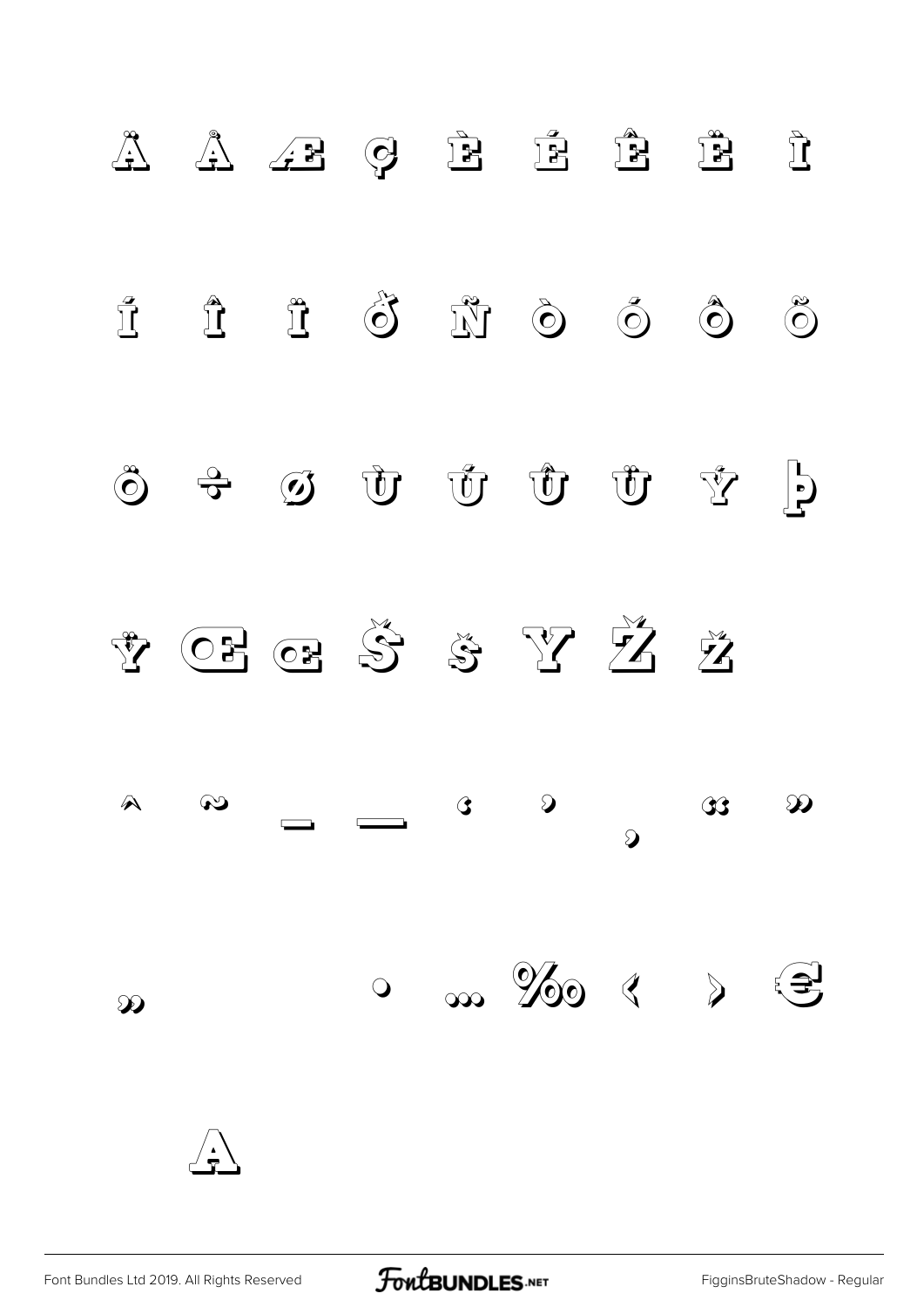Ä Å Æ Ç È É Ê Ë Ì

Í Î Ï ð Ñ Ò Ó Ô Õ

Ö ÷ ø Ù Ú Û Ü Ý þ

Ÿ Œ œ Š š Y Ž ž

ˆ ˜ – — ' ' ‚ " "

„ • … ‰ ‹ › €

A